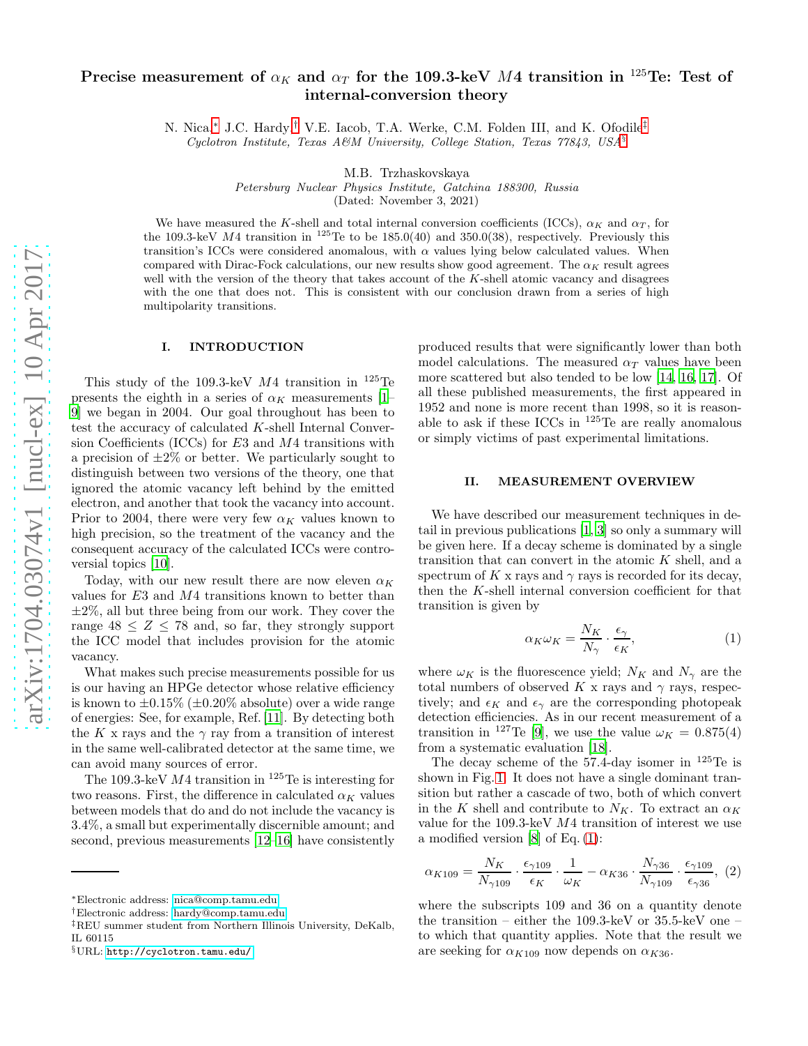# Precise measurement of $\alpha_K$ and $\alpha_T$ for the 109.3-keV $M4$ transition in $^{125}$Te: Test of internal-conversion theory

N. Nica,[*] J.C. Hardy,[†] V.E. Iacob, T.A. Werke, C.M. Folden III, and K. Ofodile[‡]
*Cyclotron Institute, Texas A&M University, College Station, Texas 77843, USA*[§]

M.B. Trzhaskovskaya
*Petersburg Nuclear Physics Institute, Gatchina 188300, Russia*
(Dated: November 3, 2021)

We have measured the $K$-shell and total internal conversion coefficients (ICCs), $\alpha_K$ and $\alpha_T$, for the 109.3-keV $M4$ transition in $^{125}$Te to be 185.0(40) and 350.0(38), respectively. Previously this transition's ICCs were considered anomalous, with $\alpha$ values lying below calculated values. When compared with Dirac-Fock calculations, our new results show good agreement. The $\alpha_K$ result agrees well with the version of the theory that takes account of the $K$-shell atomic vacancy and disagrees with the one that does not. This is consistent with our conclusion drawn from a series of high multipolarity transitions.

## I. INTRODUCTION

This study of the 109.3-keV $M4$ transition in $^{125}$Te presents the eighth in a series of $\alpha_K$ measurements [1–9] we began in 2004. Our goal throughout has been to test the accuracy of calculated $K$-shell Internal Conversion Coefficients (ICCs) for $E3$ and $M4$ transitions with a precision of $\pm2\%$ or better. We particularly sought to distinguish between two versions of the theory, one that ignored the atomic vacancy left behind by the emitted electron, and another that took the vacancy into account. Prior to 2004, there were very few $\alpha_K$ values known to high precision, so the treatment of the vacancy and the consequent accuracy of the calculated ICCs were controversial topics [10].

Today, with our new result there are now eleven $\alpha_K$ values for $E3$ and $M4$ transitions known to better than $\pm2\%$, all but three being from our work. They cover the range $48 \leq Z \leq 78$ and, so far, they strongly support the ICC model that includes provision for the atomic vacancy.

What makes such precise measurements possible for us is our having an HPGe detector whose relative efficiency is known to $\pm0.15\%$ ($\pm0.20\%$ absolute) over a wide range of energies: See, for example, Ref. [11]. By detecting both the $K$ x rays and the $\gamma$ ray from a transition of interest in the same well-calibrated detector at the same time, we can avoid many sources of error.

The 109.3-keV $M4$ transition in $^{125}$Te is interesting for two reasons. First, the difference in calculated $\alpha_K$ values between models that do and do not include the vacancy is 3.4%, a small but experimentally discernible amount; and second, previous measurements [12–16] have consistently produced results that were significantly lower than both model calculations. The measured $\alpha_T$ values have been more scattered but also tended to be low [14, 16, 17]. Of all these published measurements, the first appeared in 1952 and none is more recent than 1998, so it is reasonable to ask if these ICCs in $^{125}$Te are really anomalous or simply victims of past experimental limitations.

## II. MEASUREMENT OVERVIEW

We have described our measurement techniques in detail in previous publications [1, 3] so only a summary will be given here. If a decay scheme is dominated by a single transition that can convert in the atomic $K$ shell, and a spectrum of $K$ x rays and $\gamma$ rays is recorded for its decay, then the $K$-shell internal conversion coefficient for that transition is given by

$$\alpha_K \omega_K = \frac{N_K}{N_\gamma} \cdot \frac{\epsilon_\gamma}{\epsilon_K}, \quad (1)$$

where $\omega_K$ is the fluorescence yield; $N_K$ and $N_\gamma$ are the total numbers of observed $K$ x rays and $\gamma$ rays, respectively; and $\epsilon_K$ and $\epsilon_\gamma$ are the corresponding photopeak detection efficiencies. As in our recent measurement of a transition in $^{127}$Te [9], we use the value $\omega_K = 0.875(4)$ from a systematic evaluation [18].

The decay scheme of the 57.4-day isomer in $^{125}$Te is shown in Fig. 1. It does not have a single dominant transition but rather a cascade of two, both of which convert in the $K$ shell and contribute to $N_K$. To extract an $\alpha_K$ value for the 109.3-keV $M4$ transition of interest we use a modified version [8] of Eq. (1):

$$\alpha_{K109} = \frac{N_K}{N_{\gamma 109}} \cdot \frac{\epsilon_{\gamma 109}}{\epsilon_K} \cdot \frac{1}{\omega_K} - \alpha_{K36} \cdot \frac{N_{\gamma 36}}{N_{\gamma 109}} \cdot \frac{\epsilon_{\gamma 109}}{\epsilon_{\gamma 36}}, \quad (2)$$

where the subscripts 109 and 36 on a quantity denote the transition – either the 109.3-keV or 35.5-keV one – to which that quantity applies. Note that the result we are seeking for $\alpha_{K109}$ now depends on $\alpha_{K36}$.

---

[*] Electronic address: nica@comp.tamu.edu
[†] Electronic address: hardy@comp.tamu.edu
[‡] REU summer student from Northern Illinois University, DeKalb, IL 60115
[§] URL: http://cyclotron.tamu.edu/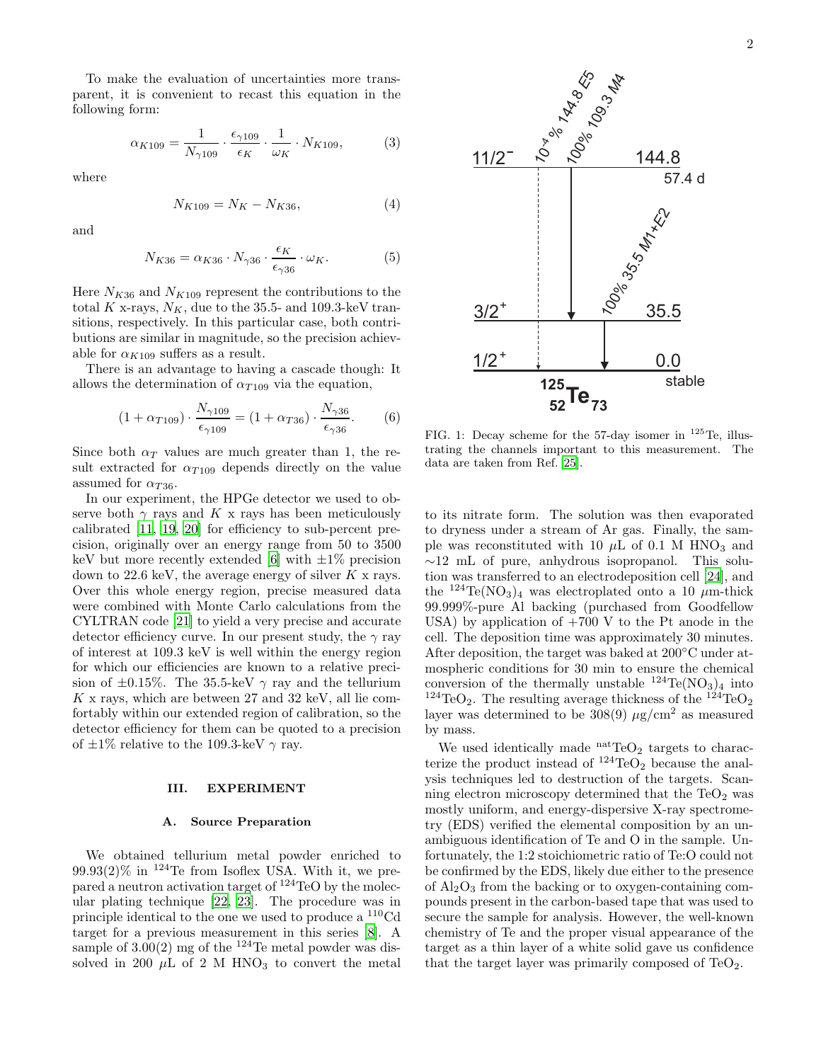To make the evaluation of uncertainties more transparent, it is convenient to recast this equation in the following form:

$$\alpha_{K109} = \frac{1}{N_{\gamma 109}} \cdot \frac{\epsilon_{\gamma 109}}{\epsilon_K} \cdot \frac{1}{\omega_K} \cdot N_{K109}, \tag{3}$$

where

$$N_{K109} = N_K - N_{K36}, \tag{4}$$

and

$$N_{K36} = \alpha_{K36} \cdot N_{\gamma 36} \cdot \frac{\epsilon_K}{\epsilon_{\gamma 36}} \cdot \omega_K. \tag{5}$$

Here $N_{K36}$ and $N_{K109}$ represent the contributions to the total $K$ x-rays, $N_K$, due to the 35.5- and 109.3-keV transitions, respectively. In this particular case, both contributions are similar in magnitude, so the precision achievable for $\alpha_{K109}$ suffers as a result.

There is an advantage to having a cascade though: It allows the determination of $\alpha_{T109}$ via the equation,

$$(1 + \alpha_{T109}) \cdot \frac{N_{\gamma 109}}{\epsilon_{\gamma 109}} = (1 + \alpha_{T36}) \cdot \frac{N_{\gamma 36}}{\epsilon_{\gamma 36}}. \tag{6}$$

Since both $\alpha_T$ values are much greater than 1, the result extracted for $\alpha_{T109}$ depends directly on the value assumed for $\alpha_{T36}$.

In our experiment, the HPGe detector we used to observe both $\gamma$ rays and $K$ x rays has been meticulously calibrated [11, 19, 20] for efficiency to sub-percent precision, originally over an energy range from 50 to 3500 keV but more recently extended [6] with $\pm 1\%$ precision down to 22.6 keV, the average energy of silver $K$ x rays. Over this whole energy region, precise measured data were combined with Monte Carlo calculations from the CYLTRAN code [21] to yield a very precise and accurate detector efficiency curve. In our present study, the $\gamma$ ray of interest at 109.3 keV is well within the energy region for which our efficiencies are known to a relative precision of $\pm 0.15\%$. The 35.5-keV $\gamma$ ray and the tellurium $K$ x rays, which are between 27 and 32 keV, all lie comfortably within our extended region of calibration, so the detector efficiency for them can be quoted to a precision of $\pm 1\%$ relative to the 109.3-keV $\gamma$ ray.

## III. EXPERIMENT

### A. Source Preparation

We obtained tellurium metal powder enriched to 99.93(2)% in $^{124}$Te from Isoflex USA. With it, we prepared a neutron activation target of $^{124}$TeO by the molecular plating technique [22, 23]. The procedure was in principle identical to the one we used to produce a $^{110}$Cd target for a previous measurement in this series [8]. A sample of 3.00(2) mg of the $^{124}$Te metal powder was dissolved in 200 $\mu$L of 2 M $HNO_3$ to convert the metal to its nitrate form. The solution was then evaporated to dryness under a stream of Ar gas. Finally, the sample was reconstituted with 10 $\mu$L of 0.1 M $HNO_3$ and $\sim$12 mL of pure, anhydrous isopropanol. This solution was transferred to an electrodeposition cell [24], and the $^{124}Te(NO_3)_4$ was electroplated onto a 10 $\mu$m-thick 99.999%-pure Al backing (purchased from Goodfellow USA) by application of +700 V to the Pt anode in the cell. The deposition time was approximately 30 minutes. After deposition, the target was baked at 200°C under atmospheric conditions for 30 min to ensure the chemical conversion of the thermally unstable $^{124}Te(NO_3)_4$ into $^{124}TeO_2$. The resulting average thickness of the $^{124}TeO_2$ layer was determined to be 308(9) $\mu$g/cm$^2$ as measured by mass.

We used identically made $^{nat}TeO_2$ targets to characterize the product instead of $^{124}TeO_2$ because the analysis techniques led to destruction of the targets. Scanning electron microscopy determined that the $TeO_2$ was mostly uniform, and energy-dispersive X-ray spectrometry (EDS) verified the elemental composition by an unambiguous identification of Te and O in the sample. Unfortunately, the 1:2 stoichiometric ratio of Te:O could not be confirmed by the EDS, likely due either to the presence of $Al_2O_3$ from the backing or to oxygen-containing compounds present in the carbon-based tape that was used to secure the sample for analysis. However, the well-known chemistry of Te and the proper visual appearance of the target as a thin layer of a white solid gave us confidence that the target layer was primarily composed of $TeO_2$.

FIG. 1: Decay scheme for the 57-day isomer in $^{125}$Te, illustrating the channels important to this measurement. The data are taken from Ref. [25].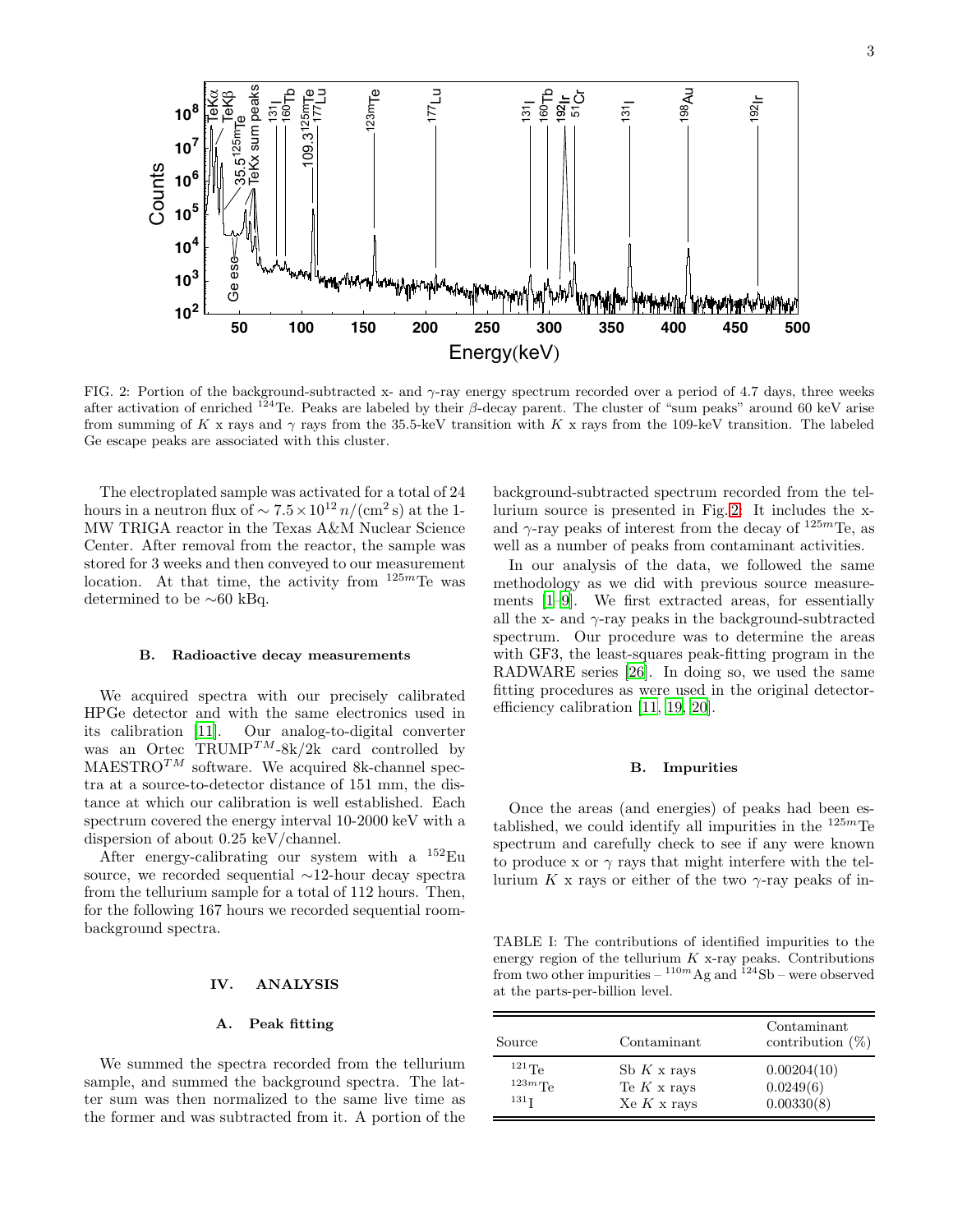FIG. 2: Portion of the background-subtracted x- and $\gamma$-ray energy spectrum recorded over a period of 4.7 days, three weeks after activation of enriched $^{124}$Te. Peaks are labeled by their $\beta$-decay parent. The cluster of "sum peaks" around 60 keV arise from summing of $K$ x rays and $\gamma$ rays from the 35.5-keV transition with $K$ x rays from the 109-keV transition. The labeled Ge escape peaks are associated with this cluster.

The electroplated sample was activated for a total of 24 hours in a neutron flux of $\sim 7.5 \times 10^{12}\, n/(\text{cm}^2\,\text{s})$ at the 1-MW TRIGA reactor in the Texas A&M Nuclear Science Center. After removal from the reactor, the sample was stored for 3 weeks and then conveyed to our measurement location. At that time, the activity from $^{125m}$Te was determined to be ∼60 kBq.

### B. Radioactive decay measurements

We acquired spectra with our precisely calibrated HPGe detector and with the same electronics used in its calibration [11]. Our analog-to-digital converter was an Ortec TRUMP$^{TM}$-8k/2k card controlled by MAESTRO$^{TM}$ software. We acquired 8k-channel spectra at a source-to-detector distance of 151 mm, the distance at which our calibration is well established. Each spectrum covered the energy interval 10-2000 keV with a dispersion of about 0.25 keV/channel.

After energy-calibrating our system with a $^{152}$Eu source, we recorded sequential ∼12-hour decay spectra from the tellurium sample for a total of 112 hours. Then, for the following 167 hours we recorded sequential room-background spectra.

## IV. ANALYSIS

### A. Peak fitting

We summed the spectra recorded from the tellurium sample, and summed the background spectra. The latter sum was then normalized to the same live time as the former and was subtracted from it. A portion of the background-subtracted spectrum recorded from the tellurium source is presented in Fig. 2. It includes the x- and $\gamma$-ray peaks of interest from the decay of $^{125m}$Te, as well as a number of peaks from contaminant activities.

In our analysis of the data, we followed the same methodology as we did with previous source measurements [1–9]. We first extracted areas, for essentially all the x- and $\gamma$-ray peaks in the background-subtracted spectrum. Our procedure was to determine the areas with GF3, the least-squares peak-fitting program in the RADWARE series [26]. In doing so, we used the same fitting procedures as were used in the original detector-efficiency calibration [11, 19, 20].

### B. Impurities

Once the areas (and energies) of peaks had been established, we could identify all impurities in the $^{125m}$Te spectrum and carefully check to see if any were known to produce x or $\gamma$ rays that might interfere with the tellurium $K$ x rays or either of the two $\gamma$-ray peaks of in-

TABLE I: The contributions of identified impurities to the energy region of the tellurium $K$ x-ray peaks. Contributions from two other impurities – $^{110m}$Ag and $^{124}$Sb – were observed at the parts-per-billion level.

| Source | Contaminant | Contaminant contribution (%) |
|---|---|---|
| $^{121}$Te | Sb $K$ x rays | 0.00204(10) |
| $^{123m}$Te | Te $K$ x rays | 0.0249(6) |
| $^{131}$I | Xe $K$ x rays | 0.00330(8) |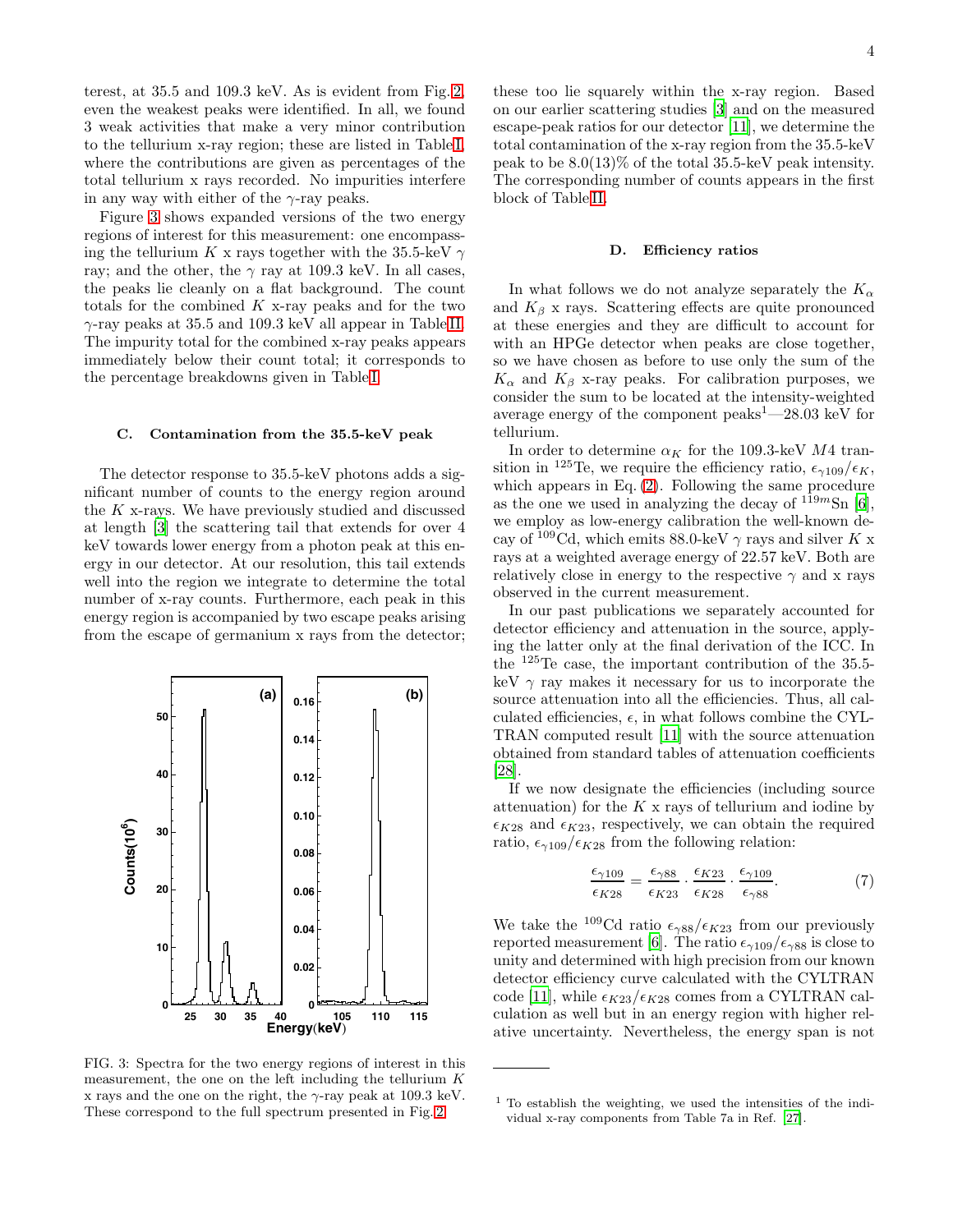terest, at 35.5 and 109.3 keV. As is evident from Fig. 2, even the weakest peaks were identified. In all, we found 3 weak activities that make a very minor contribution to the tellurium x-ray region; these are listed in Table I, where the contributions are given as percentages of the total tellurium x rays recorded. No impurities interfere in any way with either of the $\gamma$-ray peaks.

Figure 3 shows expanded versions of the two energy regions of interest for this measurement: one encompassing the tellurium $K$ x rays together with the 35.5-keV $\gamma$ ray; and the other, the $\gamma$ ray at 109.3 keV. In all cases, the peaks lie cleanly on a flat background. The count totals for the combined $K$ x-ray peaks and for the two $\gamma$-ray peaks at 35.5 and 109.3 keV all appear in Table II. The impurity total for the combined x-ray peaks appears immediately below their count total; it corresponds to the percentage breakdowns given in Table I.

### C. Contamination from the 35.5-keV peak

The detector response to 35.5-keV photons adds a significant number of counts to the energy region around the $K$ x-rays. We have previously studied and discussed at length [3] the scattering tail that extends for over 4 keV towards lower energy from a photon peak at this energy in our detector. At our resolution, this tail extends well into the region we integrate to determine the total number of x-ray counts. Furthermore, each peak in this energy region is accompanied by two escape peaks arising from the escape of germanium x rays from the detector; these too lie squarely within the x-ray region. Based on our earlier scattering studies [3] and on the measured escape-peak ratios for our detector [11], we determine the total contamination of the x-ray region from the 35.5-keV peak to be 8.0(13)% of the total 35.5-keV peak intensity. The corresponding number of counts appears in the first block of Table II.

FIG. 3: Spectra for the two energy regions of interest in this measurement, the one on the left including the tellurium $K$ x rays and the one on the right, the $\gamma$-ray peak at 109.3 keV. These correspond to the full spectrum presented in Fig. 2.

### D. Efficiency ratios

In what follows we do not analyze separately the $K_\alpha$ and $K_\beta$ x rays. Scattering effects are quite pronounced at these energies and they are difficult to account for with an HPGe detector when peaks are close together, so we have chosen as before to use only the sum of the $K_\alpha$ and $K_\beta$ x-ray peaks. For calibration purposes, we consider the sum to be located at the intensity-weighted average energy of the component peaks[1]—28.03 keV for tellurium.

In order to determine $\alpha_K$ for the 109.3-keV $M4$ transition in $^{125}$Te, we require the efficiency ratio, $\epsilon_{\gamma 109}/\epsilon_K$, which appears in Eq. (2). Following the same procedure as the one we used in analyzing the decay of $^{119m}$Sn [6], we employ as low-energy calibration the well-known decay of $^{109}$Cd, which emits 88.0-keV $\gamma$ rays and silver $K$ x rays at a weighted average energy of 22.57 keV. Both are relatively close in energy to the respective $\gamma$ and x rays observed in the current measurement.

In our past publications we separately accounted for detector efficiency and attenuation in the source, applying the latter only at the final derivation of the ICC. In the $^{125}$Te case, the important contribution of the 35.5-keV $\gamma$ ray makes it necessary for us to incorporate the source attenuation into all the efficiencies. Thus, all calculated efficiencies, $\epsilon$, in what follows combine the CYLTRAN computed result [11] with the source attenuation obtained from standard tables of attenuation coefficients [28].

If we now designate the efficiencies (including source attenuation) for the $K$ x rays of tellurium and iodine by $\epsilon_{K28}$ and $\epsilon_{K23}$, respectively, we can obtain the required ratio, $\epsilon_{\gamma 109}/\epsilon_{K28}$ from the following relation:

$$\frac{\epsilon_{\gamma 109}}{\epsilon_{K28}} = \frac{\epsilon_{\gamma 88}}{\epsilon_{K23}} \cdot \frac{\epsilon_{K23}}{\epsilon_{K28}} \cdot \frac{\epsilon_{\gamma 109}}{\epsilon_{\gamma 88}}. \tag{7}$$

We take the $^{109}$Cd ratio $\epsilon_{\gamma 88}/\epsilon_{K23}$ from our previously reported measurement [6]. The ratio $\epsilon_{\gamma 109}/\epsilon_{\gamma 88}$ is close to unity and determined with high precision from our known detector efficiency curve calculated with the CYLTRAN code [11], while $\epsilon_{K23}/\epsilon_{K28}$ comes from a CYLTRAN calculation as well but in an energy region with higher relative uncertainty. Nevertheless, the energy span is not

[1] To establish the weighting, we used the intensities of the individual x-ray components from Table 7a in Ref. [27].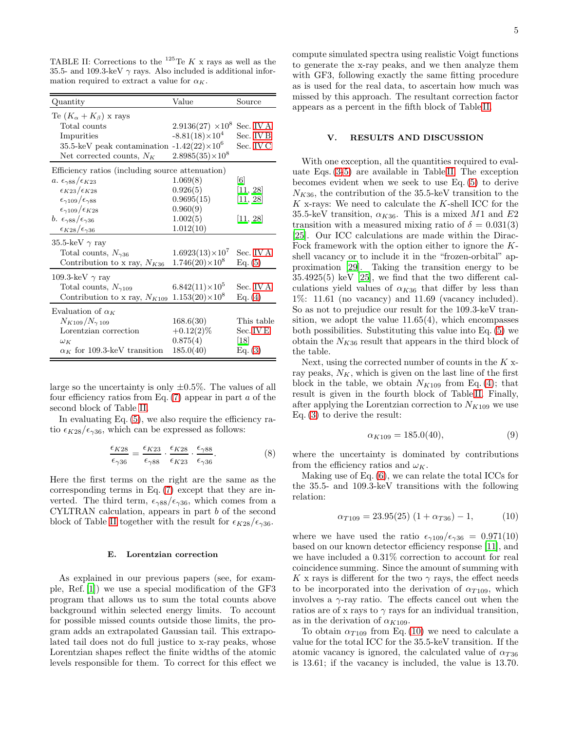TABLE II: Corrections to the $^{125}$Te $K$ x rays as well as the 35.5- and 109.3-keV $\gamma$ rays. Also included is additional information required to extract a value for $\alpha_K$.

| Quantity | Value | Source |
|---|---|---|
| Te ($K_\alpha + K_\beta$) x rays | | |
| Total counts | 2.9136(27) $\times 10^8$ | Sec. IV A |
| Impurities | -8.81(18)$\times 10^4$ | Sec. IV B |
| 35.5-keV peak contamination | -1.42(22)$\times 10^6$ | Sec. IV C |
| Net corrected counts, $N_K$ | 2.8985(35)$\times 10^8$ | |
| Efficiency ratios (including source attenuation) | | |
| *a.* $\epsilon_{\gamma 88}/\epsilon_{K23}$ | 1.069(8) | [6] |
| $\epsilon_{K23}/\epsilon_{K28}$ | 0.926(5) | [11, 28] |
| $\epsilon_{\gamma 109}/\epsilon_{\gamma 88}$ | 0.9695(15) | [11, 28] |
| $\epsilon_{\gamma 109}/\epsilon_{K28}$ | 0.960(9) | |
| *b.* $\epsilon_{\gamma 88}/\epsilon_{\gamma 36}$ | 1.002(5) | [11, 28] |
| $\epsilon_{K28}/\epsilon_{\gamma 36}$ | 1.012(10) | |
| 35.5-keV $\gamma$ ray | | |
| Total counts, $N_{\gamma 36}$ | 1.6923(13)$\times 10^7$ | Sec. IV A |
| Contribution to x ray, $N_{K36}$ | 1.746(20)$\times 10^8$ | Eq. (5) |
| 109.3-keV $\gamma$ ray | | |
| Total counts, $N_{\gamma 109}$ | 6.842(11)$\times 10^5$ | Sec. IV A |
| Contribution to x ray, $N_{K109}$ | 1.153(20)$\times 10^8$ | Eq. (4) |
| Evaluation of $\alpha_K$ | | |
| $N_{K109}/N_{\gamma\,109}$ | 168.6(30) | This table |
| Lorentzian correction | +0.12(2)% | Sec. IV E |
| $\omega_K$ | 0.875(4) | [18] |
| $\alpha_K$ for 109.3-keV transition | 185.0(40) | Eq. (3) |

large so the uncertainty is only $\pm 0.5\%$. The values of all four efficiency ratios from Eq. (7) appear in part *a* of the second block of Table II.

In evaluating Eq. (5), we also require the efficiency ratio $\epsilon_{K28}/\epsilon_{\gamma 36}$, which can be expressed as follows:

$$\frac{\epsilon_{K28}}{\epsilon_{\gamma 36}} = \frac{\epsilon_{K23}}{\epsilon_{\gamma 88}} \cdot \frac{\epsilon_{K28}}{\epsilon_{K23}} \cdot \frac{\epsilon_{\gamma 88}}{\epsilon_{\gamma 36}}. \tag{8}$$

Here the first terms on the right are the same as the corresponding terms in Eq. (7) except that they are inverted. The third term, $\epsilon_{\gamma 88}/\epsilon_{\gamma 36}$, which comes from a CYLTRAN calculation, appears in part *b* of the second block of Table II together with the result for $\epsilon_{K28}/\epsilon_{\gamma 36}$.

### E. Lorentzian correction

As explained in our previous papers (see, for example, Ref. [1]) we use a special modification of the GF3 program that allows us to sum the total counts above background within selected energy limits. To account for possible missed counts outside those limits, the program adds an extrapolated Gaussian tail. This extrapolated tail does not do full justice to x-ray peaks, whose Lorentzian shapes reflect the finite widths of the atomic levels responsible for them. To correct for this effect we compute simulated spectra using realistic Voigt functions to generate the x-ray peaks, and we then analyze them with GF3, following exactly the same fitting procedure as is used for the real data, to ascertain how much was missed by this approach. The resultant correction factor appears as a percent in the fifth block of Table II.

## V. RESULTS AND DISCUSSION

With one exception, all the quantities required to evaluate Eqs. (3-5) are available in Table II. The exception becomes evident when we seek to use Eq. (5) to derive $N_{K36}$, the contribution of the 35.5-keV transition to the $K$ x-rays: We need to calculate the $K$-shell ICC for the 35.5-keV transition, $\alpha_{K36}$. This is a mixed $M1$ and $E2$ transition with a measured mixing ratio of $\delta = 0.031(3)$ [25]. Our ICC calculations are made within the Dirac-Fock framework with the option either to ignore the $K$-shell vacancy or to include it in the "frozen-orbital" approximation [29]. Taking the transition energy to be 35.4925(5) keV [25], we find that the two different calculations yield values of $\alpha_{K36}$ that differ by less than 1%: 11.61 (no vacancy) and 11.69 (vacancy included). So as not to prejudice our result for the 109.3-keV transition, we adopt the value 11.65(4), which encompasses both possibilities. Substituting this value into Eq. (5) we obtain the $N_{K36}$ result that appears in the third block of the table.

Next, using the corrected number of counts in the $K$ x-ray peaks, $N_K$, which is given on the last line of the first block in the table, we obtain $N_{K109}$ from Eq. (4); that result is given in the fourth block of Table II. Finally, after applying the Lorentzian correction to $N_{K109}$ we use Eq. (3) to derive the result:

$$\alpha_{K109} = 185.0(40), \tag{9}$$

where the uncertainty is dominated by contributions from the efficiency ratios and $\omega_K$.

Making use of Eq. (6), we can relate the total ICCs for the 35.5- and 109.3-keV transitions with the following relation:

$$\alpha_{T109} = 23.95(25)\ (1 + \alpha_{T36}) - 1, \tag{10}$$

where we have used the ratio $\epsilon_{\gamma 109}/\epsilon_{\gamma 36} = 0.971(10)$ based on our known detector efficiency response [11], and we have included a 0.31% correction to account for real coincidence summing. Since the amount of summing with $K$ x rays is different for the two $\gamma$ rays, the effect needs to be incorporated into the derivation of $\alpha_{T109}$, which involves a $\gamma$-ray ratio. The effects cancel out when the ratios are of x rays to $\gamma$ rays for an individual transition, as in the derivation of $\alpha_{K109}$.

To obtain $\alpha_{T109}$ from Eq. (10) we need to calculate a value for the total ICC for the 35.5-keV transition. If the atomic vacancy is ignored, the calculated value of $\alpha_{T36}$ is 13.61; if the vacancy is included, the value is 13.70.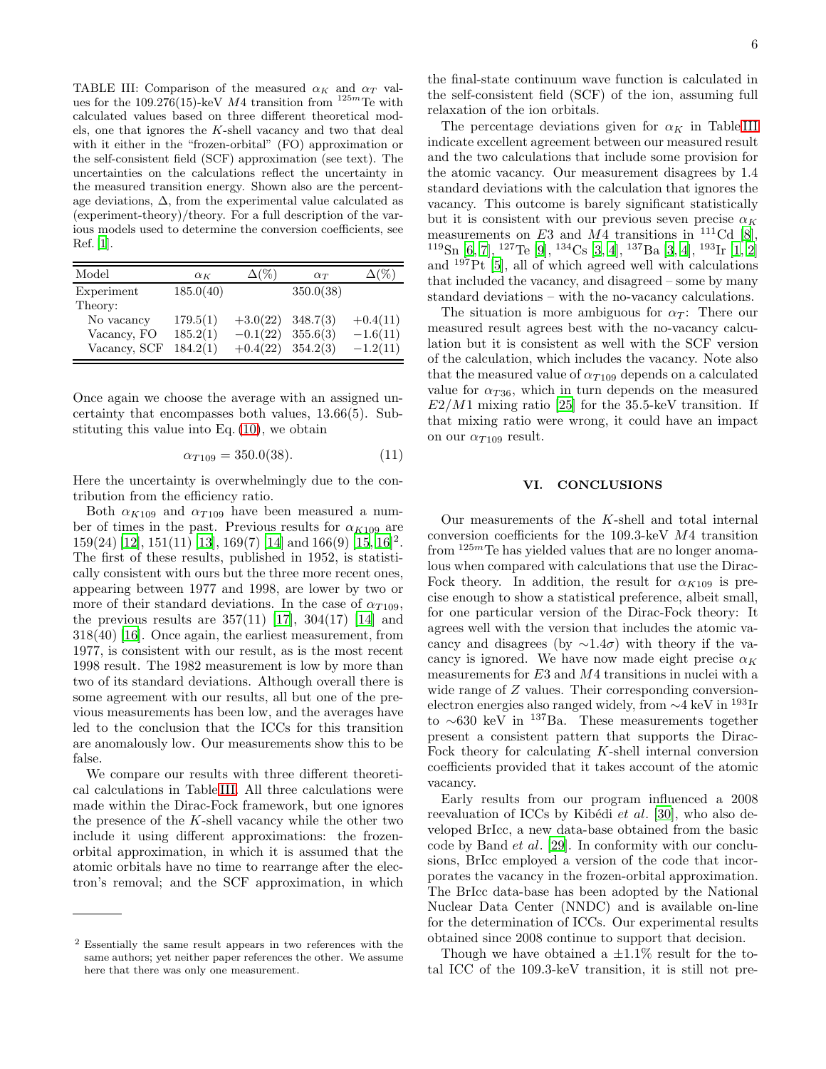TABLE III: Comparison of the measured $\alpha_K$ and $\alpha_T$ values for the 109.276(15)-keV $M4$ transition from $^{125m}$Te with calculated values based on three different theoretical models, one that ignores the $K$-shell vacancy and two that deal with it either in the "frozen-orbital" (FO) approximation or the self-consistent field (SCF) approximation (see text). The uncertainties on the calculations reflect the uncertainty in the measured transition energy. Shown also are the percentage deviations, $\Delta$, from the experimental value calculated as (experiment-theory)/theory. For a full description of the various models used to determine the conversion coefficients, see Ref. [1].

| Model | $\alpha_K$ | $\Delta$(%) | $\alpha_T$ | $\Delta$(%) |
|---|---|---|---|---|
| Experiment | 185.0(40) | | 350.0(38) | |
| Theory: | | | | |
| No vacancy | 179.5(1) | +3.0(22) | 348.7(3) | +0.4(11) |
| Vacancy, FO | 185.2(1) | −0.1(22) | 355.6(3) | −1.6(11) |
| Vacancy, SCF | 184.2(1) | +0.4(22) | 354.2(3) | −1.2(11) |

Once again we choose the average with an assigned uncertainty that encompasses both values, 13.66(5). Substituting this value into Eq. (10), we obtain

$$\alpha_{T109} = 350.0(38). \tag{11}$$

Here the uncertainty is overwhelmingly due to the contribution from the efficiency ratio.

Both $\alpha_{K109}$ and $\alpha_{T109}$ have been measured a number of times in the past. Previous results for $\alpha_{K109}$ are 159(24) [12], 151(11) [13], 169(7) [14] and 166(9) [15, 16][2]. The first of these results, published in 1952, is statistically consistent with ours but the three more recent ones, appearing between 1977 and 1998, are lower by two or more of their standard deviations. In the case of $\alpha_{T109}$, the previous results are 357(11) [17], 304(17) [14] and 318(40) [16]. Once again, the earliest measurement, from 1977, is consistent with our result, as is the most recent 1998 result. The 1982 measurement is low by more than two of its standard deviations. Although overall there is some agreement with our results, all but one of the previous measurements has been low, and the averages have led to the conclusion that the ICCs for this transition are anomalously low. Our measurements show this to be false.

We compare our results with three different theoretical calculations in Table III. All three calculations were made within the Dirac-Fock framework, but one ignores the presence of the $K$-shell vacancy while the other two include it using different approximations: the frozen-orbital approximation, in which it is assumed that the atomic orbitals have no time to rearrange after the electron's removal; and the SCF approximation, in which the final-state continuum wave function is calculated in the self-consistent field (SCF) of the ion, assuming full relaxation of the ion orbitals.

The percentage deviations given for $\alpha_K$ in Table III indicate excellent agreement between our measured result and the two calculations that include some provision for the atomic vacancy. Our measurement disagrees by 1.4 standard deviations with the calculation that ignores the vacancy. This outcome is barely significant statistically but it is consistent with our previous seven precise $\alpha_K$ measurements on $E3$ and $M4$ transitions in $^{111}$Cd [8], $^{119}$Sn [6, 7], $^{127}$Te [9], $^{134}$Cs [3, 4], $^{137}$Ba [3, 4], $^{193}$Ir [1, 2] and $^{197}$Pt [5], all of which agreed well with calculations that included the vacancy, and disagreed – some by many standard deviations – with the no-vacancy calculations.

The situation is more ambiguous for $\alpha_T$: There our measured result agrees best with the no-vacancy calculation but it is consistent as well with the SCF version of the calculation, which includes the vacancy. Note also that the measured value of $\alpha_{T109}$ depends on a calculated value for $\alpha_{T36}$, which in turn depends on the measured $E2/M1$ mixing ratio [25] for the 35.5-keV transition. If that mixing ratio were wrong, it could have an impact on our $\alpha_{T109}$ result.

## VI. CONCLUSIONS

Our measurements of the $K$-shell and total internal conversion coefficients for the 109.3-keV $M4$ transition from $^{125m}$Te has yielded values that are no longer anomalous when compared with calculations that use the Dirac-Fock theory. In addition, the result for $\alpha_{K109}$ is precise enough to show a statistical preference, albeit small, for one particular version of the Dirac-Fock theory: It agrees well with the version that includes the atomic vacancy and disagrees (by $\sim 1.4\sigma$) with theory if the vacancy is ignored. We have now made eight precise $\alpha_K$ measurements for $E3$ and $M4$ transitions in nuclei with a wide range of $Z$ values. Their corresponding conversion-electron energies also ranged widely, from ~4 keV in $^{193}$Ir to ~630 keV in $^{137}$Ba. These measurements together present a consistent pattern that supports the Dirac-Fock theory for calculating $K$-shell internal conversion coefficients provided that it takes account of the atomic vacancy.

Early results from our program influenced a 2008 reevaluation of ICCs by Kibédi *et al.* [30], who also developed BrIcc, a new data-base obtained from the basic code by Band *et al.* [29]. In conformity with our conclusions, BrIcc employed a version of the code that incorporates the vacancy in the frozen-orbital approximation. The BrIcc data-base has been adopted by the National Nuclear Data Center (NNDC) and is available on-line for the determination of ICCs. Our experimental results obtained since 2008 continue to support that decision.

Though we have obtained a ±1.1% result for the total ICC of the 109.3-keV transition, it is still not pre-

[2] Essentially the same result appears in two references with the same authors; yet neither paper references the other. We assume here that there was only one measurement.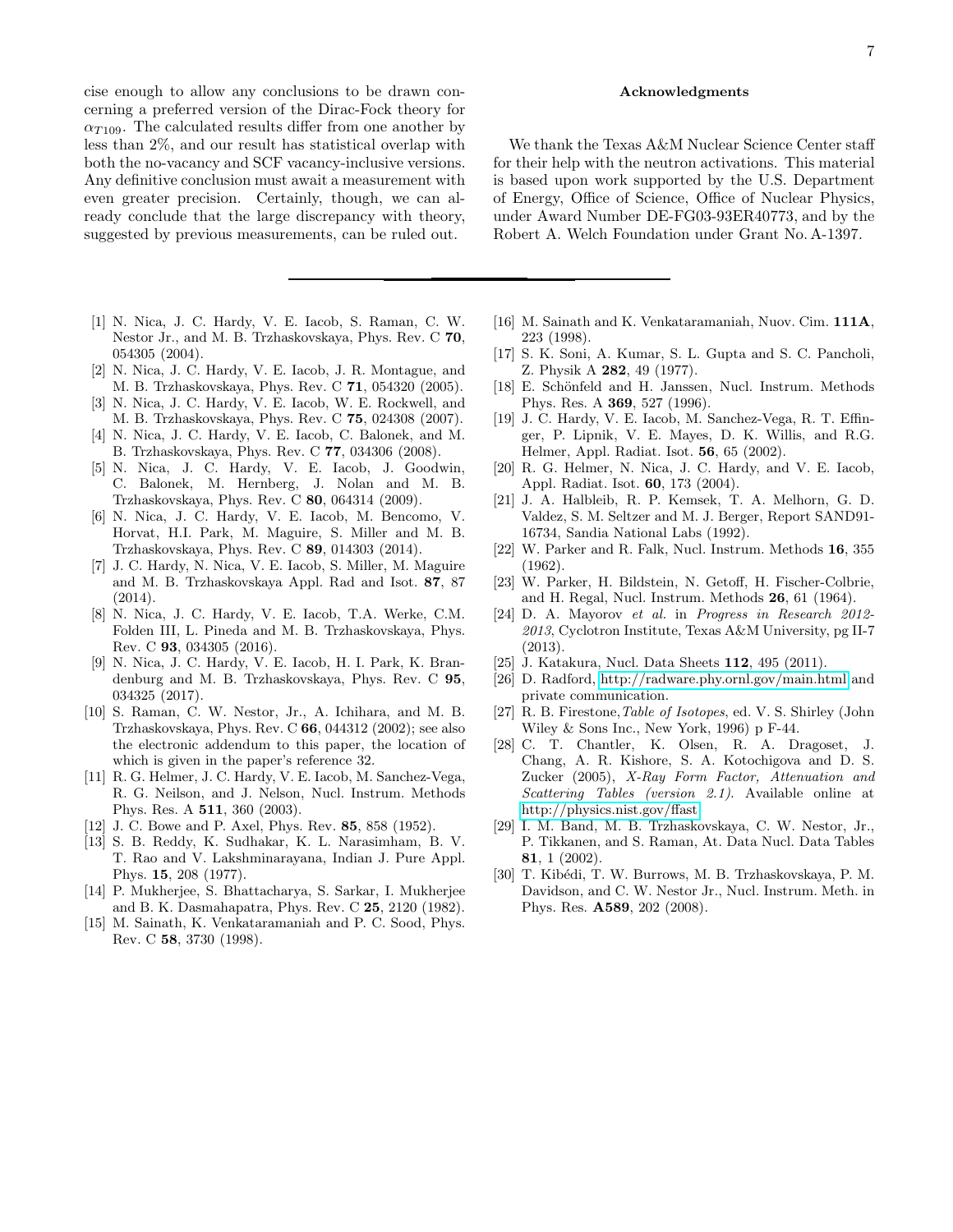cise enough to allow any conclusions to be drawn concerning a preferred version of the Dirac-Fock theory for $\alpha_{T109}$. The calculated results differ from one another by less than 2%, and our result has statistical overlap with both the no-vacancy and SCF vacancy-inclusive versions. Any definitive conclusion must await a measurement with even greater precision. Certainly, though, we can already conclude that the large discrepancy with theory, suggested by previous measurements, can be ruled out.

## Acknowledgments

We thank the Texas A&M Nuclear Science Center staff for their help with the neutron activations. This material is based upon work supported by the U.S. Department of Energy, Office of Science, Office of Nuclear Physics, under Award Number DE-FG03-93ER40773, and by the Robert A. Welch Foundation under Grant No. A-1397.

---

[1] N. Nica, J. C. Hardy, V. E. Iacob, S. Raman, C. W. Nestor Jr., and M. B. Trzhaskovskaya, Phys. Rev. C **70**, 054305 (2004).

[2] N. Nica, J. C. Hardy, V. E. Iacob, J. R. Montague, and M. B. Trzhaskovskaya, Phys. Rev. C **71**, 054320 (2005).

[3] N. Nica, J. C. Hardy, V. E. Iacob, W. E. Rockwell, and M. B. Trzhaskovskaya, Phys. Rev. C **75**, 024308 (2007).

[4] N. Nica, J. C. Hardy, V. E. Iacob, C. Balonek, and M. B. Trzhaskovskaya, Phys. Rev. C **77**, 034306 (2008).

[5] N. Nica, J. C. Hardy, V. E. Iacob, J. Goodwin, C. Balonek, M. Hernberg, J. Nolan and M. B. Trzhaskovskaya, Phys. Rev. C **80**, 064314 (2009).

[6] N. Nica, J. C. Hardy, V. E. Iacob, M. Bencomo, V. Horvat, H.I. Park, M. Maguire, S. Miller and M. B. Trzhaskovskaya, Phys. Rev. C **89**, 014303 (2014).

[7] J. C. Hardy, N. Nica, V. E. Iacob, S. Miller, M. Maguire and M. B. Trzhaskovskaya Appl. Rad and Isot. **87**, 87 (2014).

[8] N. Nica, J. C. Hardy, V. E. Iacob, T.A. Werke, C.M. Folden III, L. Pineda and M. B. Trzhaskovskaya, Phys. Rev. C **93**, 034305 (2016).

[9] N. Nica, J. C. Hardy, V. E. Iacob, H. I. Park, K. Brandenburg and M. B. Trzhaskovskaya, Phys. Rev. C **95**, 034325 (2017).

[10] S. Raman, C. W. Nestor, Jr., A. Ichihara, and M. B. Trzhaskovskaya, Phys. Rev. C **66**, 044312 (2002); see also the electronic addendum to this paper, the location of which is given in the paper's reference 32.

[11] R. G. Helmer, J. C. Hardy, V. E. Iacob, M. Sanchez-Vega, R. G. Neilson, and J. Nelson, Nucl. Instrum. Methods Phys. Res. A **511**, 360 (2003).

[12] J. C. Bowe and P. Axel, Phys. Rev. **85**, 858 (1952).

[13] S. B. Reddy, K. Sudhakar, K. L. Narasimham, B. V. T. Rao and V. Lakshminarayana, Indian J. Pure Appl. Phys. **15**, 208 (1977).

[14] P. Mukherjee, S. Bhattacharya, S. Sarkar, I. Mukherjee and B. K. Dasmahapatra, Phys. Rev. C **25**, 2120 (1982).

[15] M. Sainath, K. Venkataramaniah and P. C. Sood, Phys. Rev. C **58**, 3730 (1998).

[16] M. Sainath and K. Venkataramaniah, Nuov. Cim. **111A**, 223 (1998).

[17] S. K. Soni, A. Kumar, S. L. Gupta and S. C. Pancholi, Z. Physik A **282**, 49 (1977).

[18] E. Schönfeld and H. Janssen, Nucl. Instrum. Methods Phys. Res. A **369**, 527 (1996).

[19] J. C. Hardy, V. E. Iacob, M. Sanchez-Vega, R. T. Effinger, P. Lipnik, V. E. Mayes, D. K. Willis, and R.G. Helmer, Appl. Radiat. Isot. **56**, 65 (2002).

[20] R. G. Helmer, N. Nica, J. C. Hardy, and V. E. Iacob, Appl. Radiat. Isot. **60**, 173 (2004).

[21] J. A. Halbleib, R. P. Kemsek, T. A. Melhorn, G. D. Valdez, S. M. Seltzer and M. J. Berger, Report SAND91-16734, Sandia National Labs (1992).

[22] W. Parker and R. Falk, Nucl. Instrum. Methods **16**, 355 (1962).

[23] W. Parker, H. Bildstein, N. Getoff, H. Fischer-Colbrie, and H. Regal, Nucl. Instrum. Methods **26**, 61 (1964).

[24] D. A. Mayorov *et al.* in *Progress in Research 2012-2013*, Cyclotron Institute, Texas A&M University, pg II-7 (2013).

[25] J. Katakura, Nucl. Data Sheets **112**, 495 (2011).

[26] D. Radford, http://radware.phy.ornl.gov/main.html and private communication.

[27] R. B. Firestone, *Table of Isotopes*, ed. V. S. Shirley (John Wiley & Sons Inc., New York, 1996) p F-44.

[28] C. T. Chantler, K. Olsen, R. A. Dragoset, J. Chang, A. R. Kishore, S. A. Kotochigova and D. S. Zucker (2005), *X-Ray Form Factor, Attenuation and Scattering Tables (version 2.1)*. Available online at http://physics.nist.gov/ffast

[29] I. M. Band, M. B. Trzhaskovskaya, C. W. Nestor, Jr., P. Tikkanen, and S. Raman, At. Data Nucl. Data Tables **81**, 1 (2002).

[30] T. Kibédi, T. W. Burrows, M. B. Trzhaskovskaya, P. M. Davidson, and C. W. Nestor Jr., Nucl. Instrum. Meth. in Phys. Res. **A589**, 202 (2008).